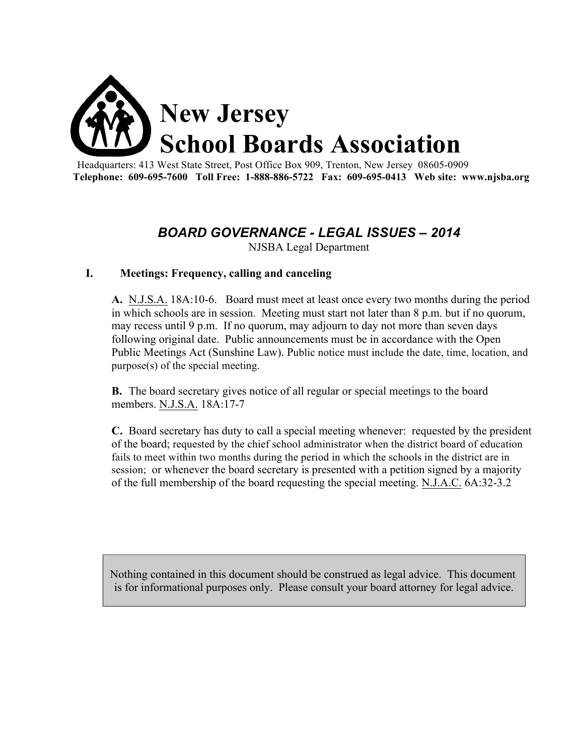# New Jersey School Boards Association

Headquarters: 413 West State Street, Post Office Box 909, Trenton, New Jersey 08605-0909
**Telephone: 609-695-7600 Toll Free: 1-888-886-5722 Fax: 609-695-0413 Web site: www.njsba.org**

## *BOARD GOVERNANCE - LEGAL ISSUES – 2014*

NJSBA Legal Department

### I. Meetings: Frequency, calling and canceling

**A.** N.J.S.A. 18A:10-6. Board must meet at least once every two months during the period in which schools are in session. Meeting must start not later than 8 p.m. but if no quorum, may recess until 9 p.m. If no quorum, may adjourn to day not more than seven days following original date. Public announcements must be in accordance with the Open Public Meetings Act (Sunshine Law). Public notice must include the date, time, location, and purpose(s) of the special meeting.

**B.** The board secretary gives notice of all regular or special meetings to the board members. N.J.S.A. 18A:17-7

**C.** Board secretary has duty to call a special meeting whenever: requested by the president of the board; requested by the chief school administrator when the district board of education fails to meet within two months during the period in which the schools in the district are in session; or whenever the board secretary is presented with a petition signed by a majority of the full membership of the board requesting the special meeting. N.J.A.C. 6A:32-3.2

Nothing contained in this document should be construed as legal advice. This document is for informational purposes only. Please consult your board attorney for legal advice.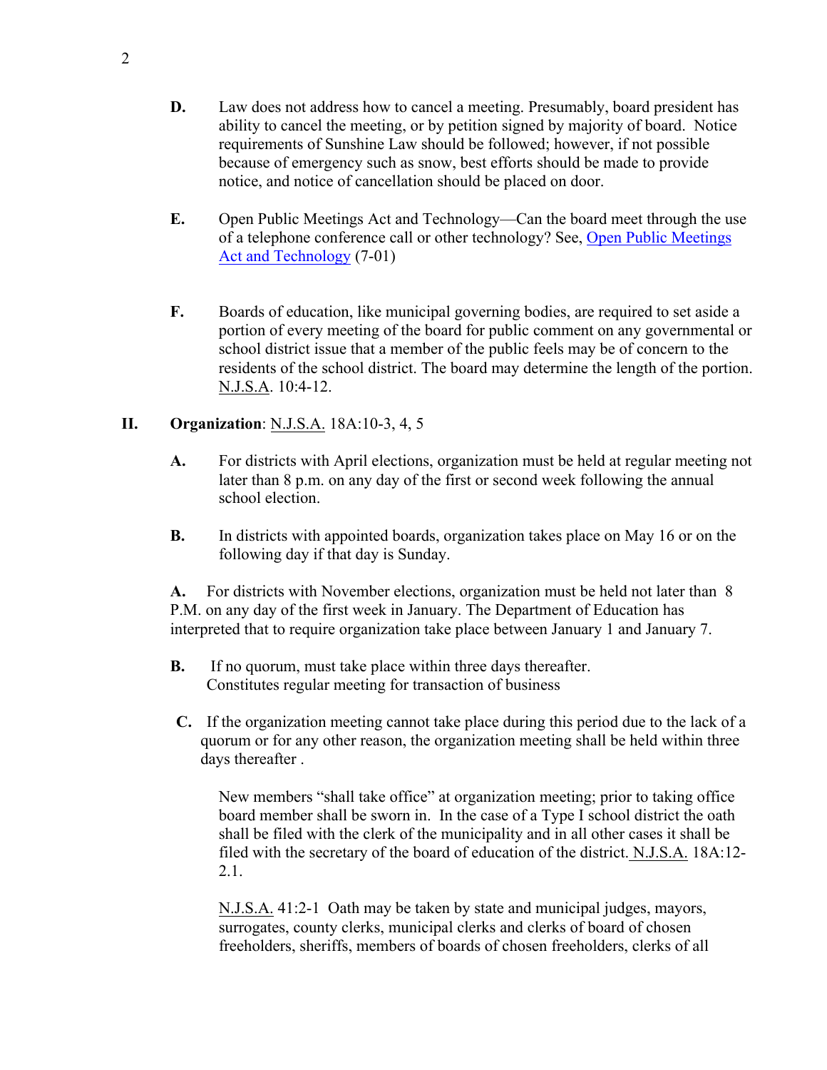**D.** Law does not address how to cancel a meeting. Presumably, board president has ability to cancel the meeting, or by petition signed by majority of board. Notice requirements of Sunshine Law should be followed; however, if not possible because of emergency such as snow, best efforts should be made to provide notice, and notice of cancellation should be placed on door.

**E.** Open Public Meetings Act and Technology—Can the board meet through the use of a telephone conference call or other technology? See, Open Public Meetings Act and Technology (7-01)

**F.** Boards of education, like municipal governing bodies, are required to set aside a portion of every meeting of the board for public comment on any governmental or school district issue that a member of the public feels may be of concern to the residents of the school district. The board may determine the length of the portion. N.J.S.A. 10:4-12.

**II. Organization**: N.J.S.A. 18A:10-3, 4, 5

**A.** For districts with April elections, organization must be held at regular meeting not later than 8 p.m. on any day of the first or second week following the annual school election.

**B.** In districts with appointed boards, organization takes place on May 16 or on the following day if that day is Sunday.

**A.** For districts with November elections, organization must be held not later than 8 P.M. on any day of the first week in January. The Department of Education has interpreted that to require organization take place between January 1 and January 7.

**B.** If no quorum, must take place within three days thereafter. Constitutes regular meeting for transaction of business

**C.** If the organization meeting cannot take place during this period due to the lack of a quorum or for any other reason, the organization meeting shall be held within three days thereafter .

New members "shall take office" at organization meeting; prior to taking office board member shall be sworn in. In the case of a Type I school district the oath shall be filed with the clerk of the municipality and in all other cases it shall be filed with the secretary of the board of education of the district. N.J.S.A. 18A:12-2.1.

N.J.S.A. 41:2-1 Oath may be taken by state and municipal judges, mayors, surrogates, county clerks, municipal clerks and clerks of board of chosen freeholders, sheriffs, members of boards of chosen freeholders, clerks of all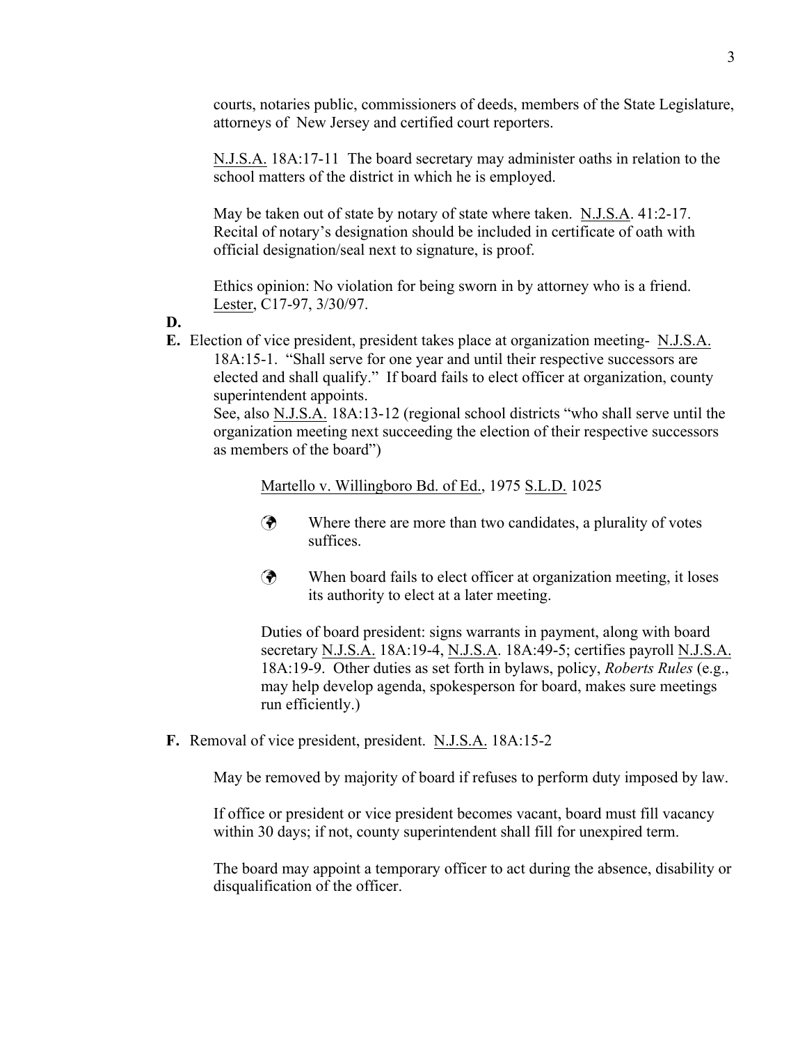courts, notaries public, commissioners of deeds, members of the State Legislature, attorneys of New Jersey and certified court reporters.

N.J.S.A. 18A:17-11 The board secretary may administer oaths in relation to the school matters of the district in which he is employed.

May be taken out of state by notary of state where taken. N.J.S.A. 41:2-17. Recital of notary's designation should be included in certificate of oath with official designation/seal next to signature, is proof.

Ethics opinion: No violation for being sworn in by attorney who is a friend. Lester, C17-97, 3/30/97.

**D.**

**E.** Election of vice president, president takes place at organization meeting- N.J.S.A. 18A:15-1. "Shall serve for one year and until their respective successors are elected and shall qualify." If board fails to elect officer at organization, county superintendent appoints.
See, also N.J.S.A. 18A:13-12 (regional school districts "who shall serve until the organization meeting next succeeding the election of their respective successors as members of the board")

Martello v. Willingboro Bd. of Ed., 1975 S.L.D. 1025

- Where there are more than two candidates, a plurality of votes suffices.
- When board fails to elect officer at organization meeting, it loses its authority to elect at a later meeting.

Duties of board president: signs warrants in payment, along with board secretary N.J.S.A. 18A:19-4, N.J.S.A. 18A:49-5; certifies payroll N.J.S.A. 18A:19-9. Other duties as set forth in bylaws, policy, *Roberts Rules* (e.g., may help develop agenda, spokesperson for board, makes sure meetings run efficiently.)

**F.** Removal of vice president, president. N.J.S.A. 18A:15-2

May be removed by majority of board if refuses to perform duty imposed by law.

If office or president or vice president becomes vacant, board must fill vacancy within 30 days; if not, county superintendent shall fill for unexpired term.

The board may appoint a temporary officer to act during the absence, disability or disqualification of the officer.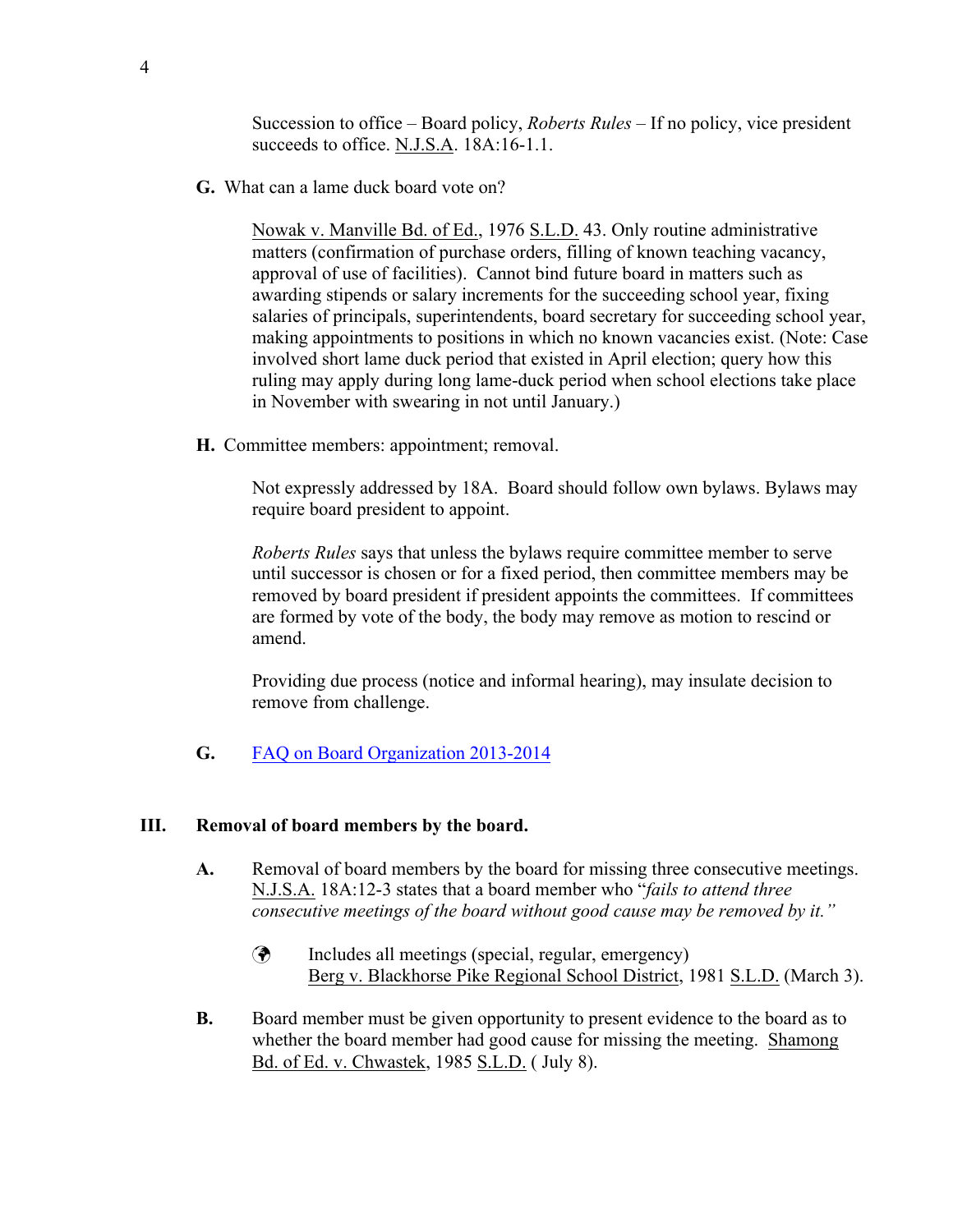Succession to office – Board policy, *Roberts Rules* – If no policy, vice president succeeds to office. N.J.S.A. 18A:16-1.1.

**G.** What can a lame duck board vote on?

Nowak v. Manville Bd. of Ed., 1976 S.L.D. 43. Only routine administrative matters (confirmation of purchase orders, filling of known teaching vacancy, approval of use of facilities). Cannot bind future board in matters such as awarding stipends or salary increments for the succeeding school year, fixing salaries of principals, superintendents, board secretary for succeeding school year, making appointments to positions in which no known vacancies exist. (Note: Case involved short lame duck period that existed in April election; query how this ruling may apply during long lame-duck period when school elections take place in November with swearing in not until January.)

**H.** Committee members: appointment; removal.

Not expressly addressed by 18A. Board should follow own bylaws. Bylaws may require board president to appoint.

*Roberts Rules* says that unless the bylaws require committee member to serve until successor is chosen or for a fixed period, then committee members may be removed by board president if president appoints the committees. If committees are formed by vote of the body, the body may remove as motion to rescind or amend.

Providing due process (notice and informal hearing), may insulate decision to remove from challenge.

**G.** FAQ on Board Organization 2013-2014

## III. Removal of board members by the board.

**A.** Removal of board members by the board for missing three consecutive meetings. N.J.S.A. 18A:12-3 states that a board member who "*fails to attend three consecutive meetings of the board without good cause may be removed by it.*"

- Includes all meetings (special, regular, emergency) Berg v. Blackhorse Pike Regional School District, 1981 S.L.D. (March 3).

**B.** Board member must be given opportunity to present evidence to the board as to whether the board member had good cause for missing the meeting. Shamong Bd. of Ed. v. Chwastek, 1985 S.L.D. ( July 8).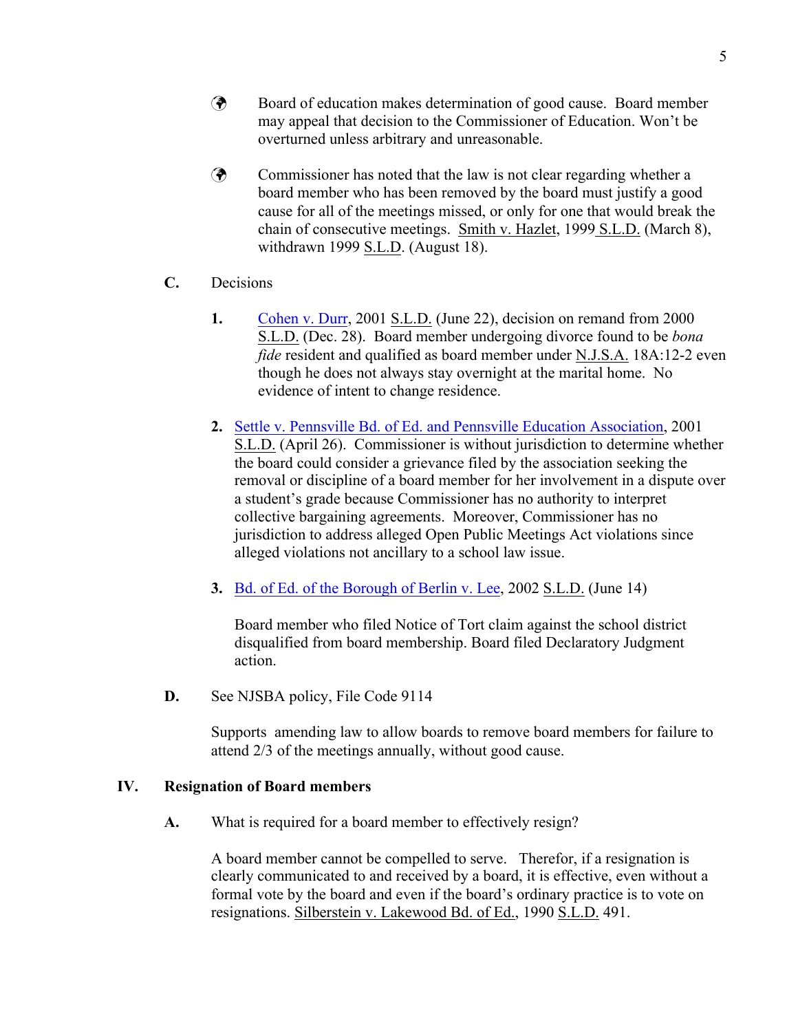- Board of education makes determination of good cause. Board member may appeal that decision to the Commissioner of Education. Won't be overturned unless arbitrary and unreasonable.

- Commissioner has noted that the law is not clear regarding whether a board member who has been removed by the board must justify a good cause for all of the meetings missed, or only for one that would break the chain of consecutive meetings. Smith v. Hazlet, 1999 S.L.D. (March 8), withdrawn 1999 S.L.D. (August 18).

**C.** Decisions

1. Cohen v. Durr, 2001 S.L.D. (June 22), decision on remand from 2000 S.L.D. (Dec. 28). Board member undergoing divorce found to be *bona fide* resident and qualified as board member under N.J.S.A. 18A:12-2 even though he does not always stay overnight at the marital home. No evidence of intent to change residence.

2. Settle v. Pennsville Bd. of Ed. and Pennsville Education Association, 2001 S.L.D. (April 26). Commissioner is without jurisdiction to determine whether the board could consider a grievance filed by the association seeking the removal or discipline of a board member for her involvement in a dispute over a student's grade because Commissioner has no authority to interpret collective bargaining agreements. Moreover, Commissioner has no jurisdiction to address alleged Open Public Meetings Act violations since alleged violations not ancillary to a school law issue.

3. Bd. of Ed. of the Borough of Berlin v. Lee, 2002 S.L.D. (June 14)

   Board member who filed Notice of Tort claim against the school district disqualified from board membership. Board filed Declaratory Judgment action.

**D.** See NJSBA policy, File Code 9114

Supports amending law to allow boards to remove board members for failure to attend 2/3 of the meetings annually, without good cause.

## IV. Resignation of Board members

**A.** What is required for a board member to effectively resign?

A board member cannot be compelled to serve. Therefor, if a resignation is clearly communicated to and received by a board, it is effective, even without a formal vote by the board and even if the board's ordinary practice is to vote on resignations. Silberstein v. Lakewood Bd. of Ed., 1990 S.L.D. 491.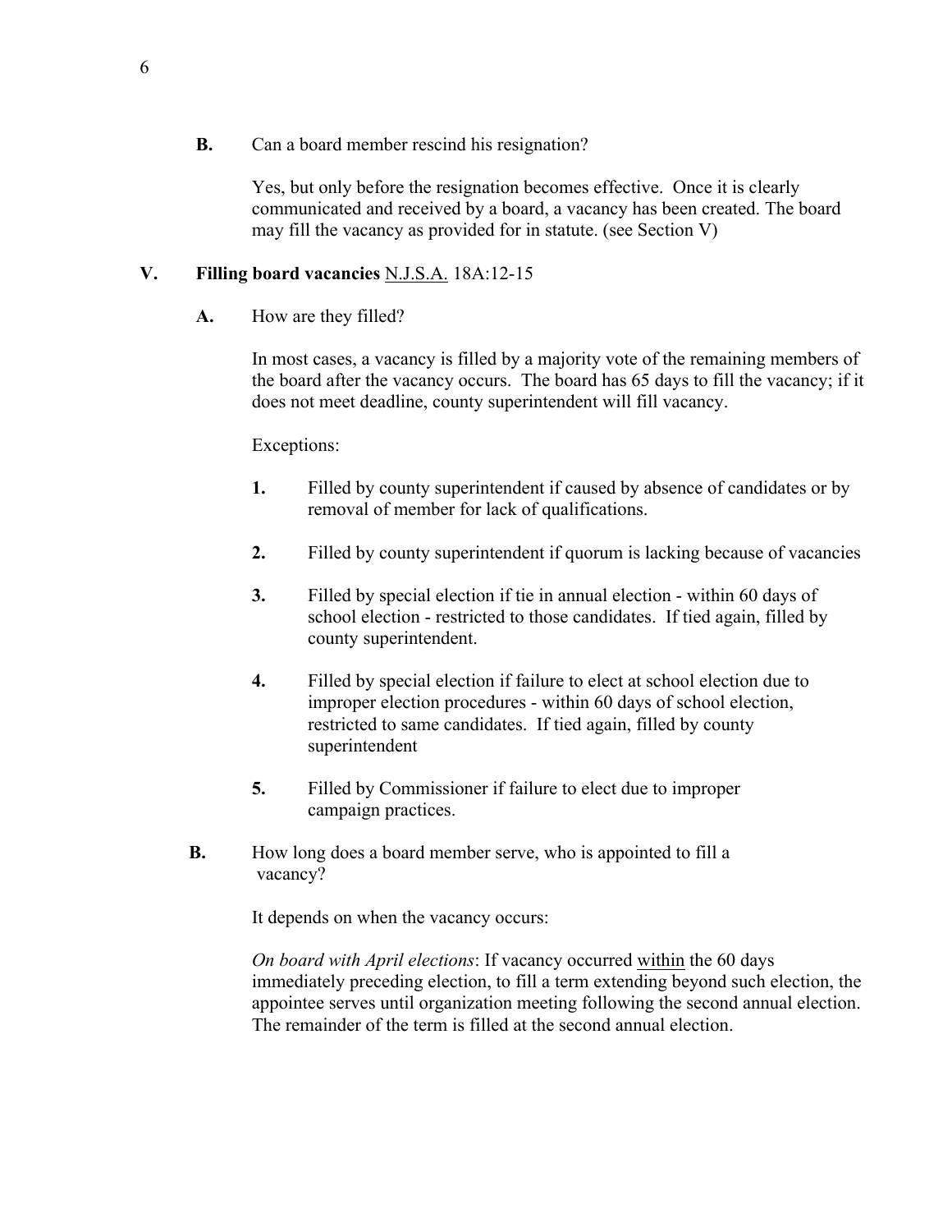**B.** Can a board member rescind his resignation?

Yes, but only before the resignation becomes effective. Once it is clearly communicated and received by a board, a vacancy has been created. The board may fill the vacancy as provided for in statute. (see Section V)

## V. Filling board vacancies N.J.S.A. 18A:12-15

**A.** How are they filled?

In most cases, a vacancy is filled by a majority vote of the remaining members of the board after the vacancy occurs. The board has 65 days to fill the vacancy; if it does not meet deadline, county superintendent will fill vacancy.

Exceptions:

1. Filled by county superintendent if caused by absence of candidates or by removal of member for lack of qualifications.
2. Filled by county superintendent if quorum is lacking because of vacancies
3. Filled by special election if tie in annual election - within 60 days of school election - restricted to those candidates. If tied again, filled by county superintendent.
4. Filled by special election if failure to elect at school election due to improper election procedures - within 60 days of school election, restricted to same candidates. If tied again, filled by county superintendent
5. Filled by Commissioner if failure to elect due to improper campaign practices.

**B.** How long does a board member serve, who is appointed to fill a vacancy?

It depends on when the vacancy occurs:

*On board with April elections*: If vacancy occurred within the 60 days immediately preceding election, to fill a term extending beyond such election, the appointee serves until organization meeting following the second annual election. The remainder of the term is filled at the second annual election.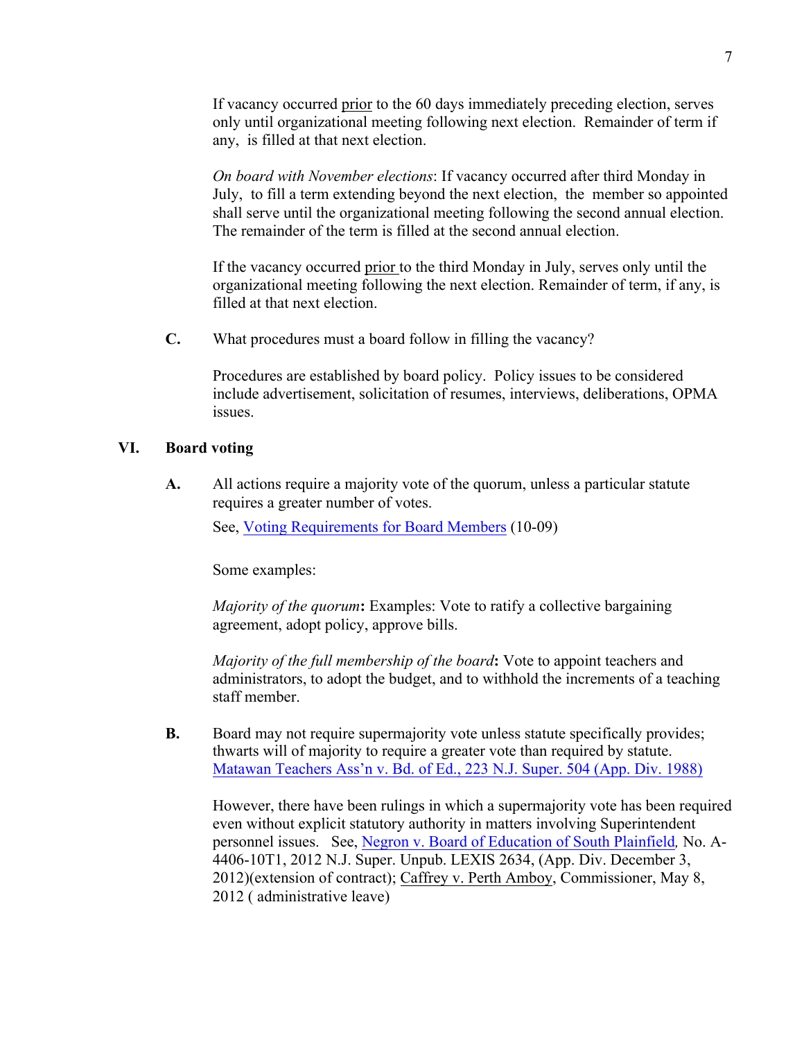If vacancy occurred prior to the 60 days immediately preceding election, serves only until organizational meeting following next election. Remainder of term if any, is filled at that next election.

*On board with November elections*: If vacancy occurred after third Monday in July, to fill a term extending beyond the next election, the member so appointed shall serve until the organizational meeting following the second annual election. The remainder of the term is filled at the second annual election.

If the vacancy occurred prior to the third Monday in July, serves only until the organizational meeting following the next election. Remainder of term, if any, is filled at that next election.

**C.** What procedures must a board follow in filling the vacancy?

Procedures are established by board policy. Policy issues to be considered include advertisement, solicitation of resumes, interviews, deliberations, OPMA issues.

## VI. Board voting

**A.** All actions require a majority vote of the quorum, unless a particular statute requires a greater number of votes.

See, Voting Requirements for Board Members (10-09)

Some examples:

*Majority of the quorum*: Examples: Vote to ratify a collective bargaining agreement, adopt policy, approve bills.

*Majority of the full membership of the board*: Vote to appoint teachers and administrators, to adopt the budget, and to withhold the increments of a teaching staff member.

**B.** Board may not require supermajority vote unless statute specifically provides; thwarts will of majority to require a greater vote than required by statute. Matawan Teachers Ass'n v. Bd. of Ed., 223 N.J. Super. 504 (App. Div. 1988)

However, there have been rulings in which a supermajority vote has been required even without explicit statutory authority in matters involving Superintendent personnel issues. See, Negron v. Board of Education of South Plainfield, No. A-4406-10T1, 2012 N.J. Super. Unpub. LEXIS 2634, (App. Div. December 3, 2012)(extension of contract); Caffrey v. Perth Amboy, Commissioner, May 8, 2012 ( administrative leave)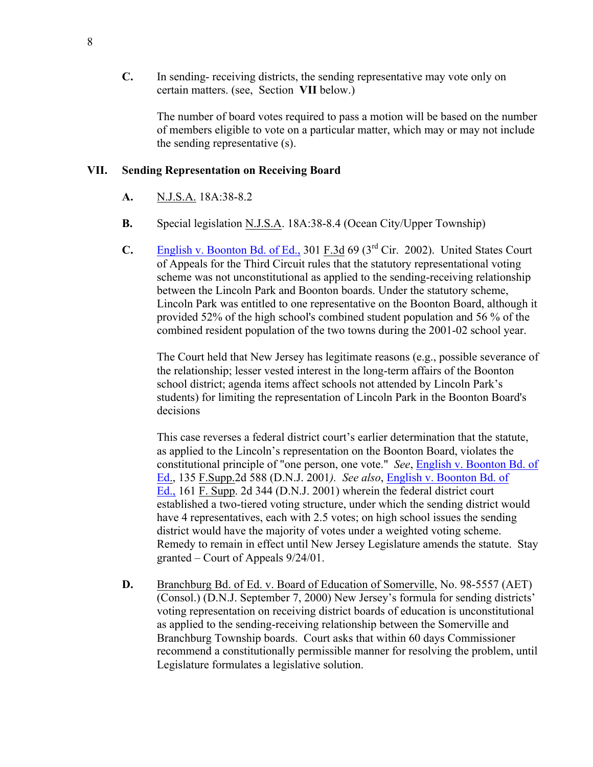**C.** In sending- receiving districts, the sending representative may vote only on certain matters. (see, Section **VII** below.)

The number of board votes required to pass a motion will be based on the number of members eligible to vote on a particular matter, which may or may not include the sending representative (s).

## VII. Sending Representation on Receiving Board

**A.** N.J.S.A. 18A:38-8.2

**B.** Special legislation N.J.S.A. 18A:38-8.4 (Ocean City/Upper Township)

**C.** English v. Boonton Bd. of Ed., 301 F.3d 69 (3rd Cir. 2002). United States Court of Appeals for the Third Circuit rules that the statutory representational voting scheme was not unconstitutional as applied to the sending-receiving relationship between the Lincoln Park and Boonton boards. Under the statutory scheme, Lincoln Park was entitled to one representative on the Boonton Board, although it provided 52% of the high school's combined student population and 56 % of the combined resident population of the two towns during the 2001-02 school year.

The Court held that New Jersey has legitimate reasons (e.g., possible severance of the relationship; lesser vested interest in the long-term affairs of the Boonton school district; agenda items affect schools not attended by Lincoln Park's students) for limiting the representation of Lincoln Park in the Boonton Board's decisions

This case reverses a federal district court's earlier determination that the statute, as applied to the Lincoln's representation on the Boonton Board, violates the constitutional principle of "one person, one vote." *See*, English v. Boonton Bd. of Ed., 135 F.Supp.2d 588 (D.N.J. 2001*)*. *See also*, English v. Boonton Bd. of Ed., 161 F. Supp. 2d 344 (D.N.J. 2001) wherein the federal district court established a two-tiered voting structure, under which the sending district would have 4 representatives, each with 2.5 votes; on high school issues the sending district would have the majority of votes under a weighted voting scheme. Remedy to remain in effect until New Jersey Legislature amends the statute. Stay granted – Court of Appeals 9/24/01.

**D.** Branchburg Bd. of Ed. v. Board of Education of Somerville, No. 98-5557 (AET) (Consol.) (D.N.J. September 7, 2000) New Jersey's formula for sending districts' voting representation on receiving district boards of education is unconstitutional as applied to the sending-receiving relationship between the Somerville and Branchburg Township boards. Court asks that within 60 days Commissioner recommend a constitutionally permissible manner for resolving the problem, until Legislature formulates a legislative solution.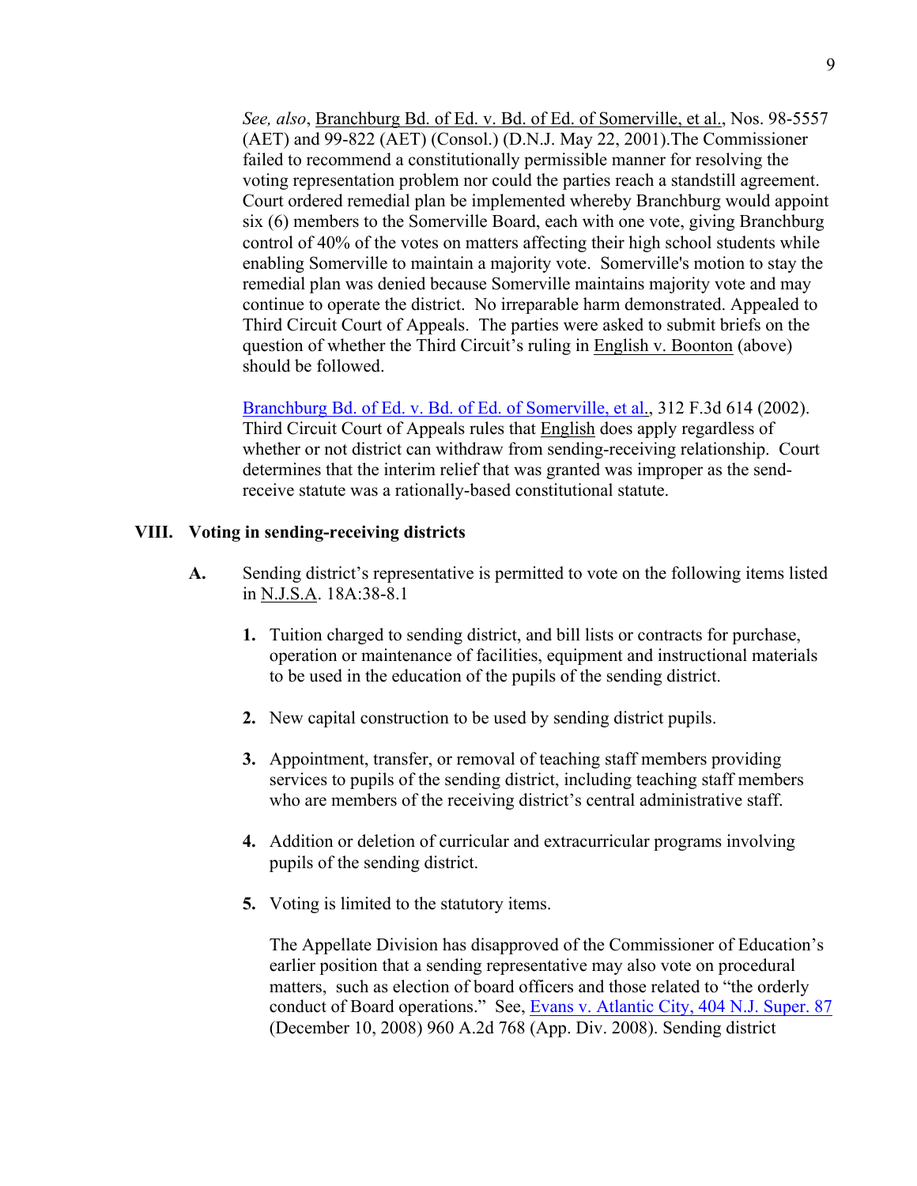*See, also*, Branchburg Bd. of Ed. v. Bd. of Ed. of Somerville, et al., Nos. 98-5557 (AET) and 99-822 (AET) (Consol.) (D.N.J. May 22, 2001).The Commissioner failed to recommend a constitutionally permissible manner for resolving the voting representation problem nor could the parties reach a standstill agreement. Court ordered remedial plan be implemented whereby Branchburg would appoint six (6) members to the Somerville Board, each with one vote, giving Branchburg control of 40% of the votes on matters affecting their high school students while enabling Somerville to maintain a majority vote. Somerville's motion to stay the remedial plan was denied because Somerville maintains majority vote and may continue to operate the district. No irreparable harm demonstrated. Appealed to Third Circuit Court of Appeals. The parties were asked to submit briefs on the question of whether the Third Circuit's ruling in English v. Boonton (above) should be followed.

Branchburg Bd. of Ed. v. Bd. of Ed. of Somerville, et al., 312 F.3d 614 (2002). Third Circuit Court of Appeals rules that English does apply regardless of whether or not district can withdraw from sending-receiving relationship. Court determines that the interim relief that was granted was improper as the send-receive statute was a rationally-based constitutional statute.

## VIII. Voting in sending-receiving districts

**A.** Sending district's representative is permitted to vote on the following items listed in N.J.S.A. 18A:38-8.1

1. Tuition charged to sending district, and bill lists or contracts for purchase, operation or maintenance of facilities, equipment and instructional materials to be used in the education of the pupils of the sending district.

2. New capital construction to be used by sending district pupils.

3. Appointment, transfer, or removal of teaching staff members providing services to pupils of the sending district, including teaching staff members who are members of the receiving district's central administrative staff.

4. Addition or deletion of curricular and extracurricular programs involving pupils of the sending district.

5. Voting is limited to the statutory items.

   The Appellate Division has disapproved of the Commissioner of Education's earlier position that a sending representative may also vote on procedural matters, such as election of board officers and those related to "the orderly conduct of Board operations." See, Evans v. Atlantic City, 404 N.J. Super. 87 (December 10, 2008) 960 A.2d 768 (App. Div. 2008). Sending district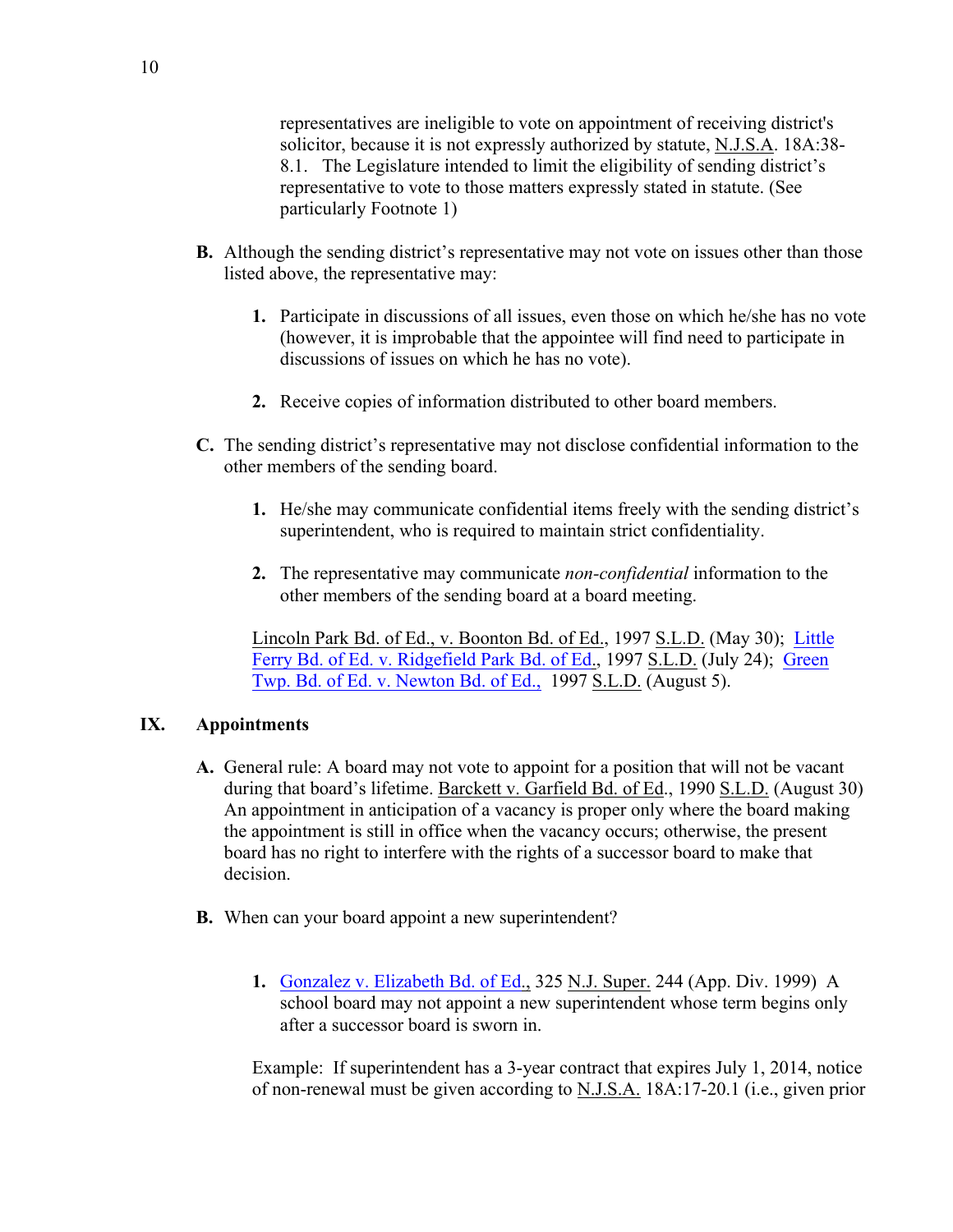representatives are ineligible to vote on appointment of receiving district's solicitor, because it is not expressly authorized by statute, N.J.S.A. 18A:38-8.1. The Legislature intended to limit the eligibility of sending district's representative to vote to those matters expressly stated in statute. (See particularly Footnote 1)

**B.** Although the sending district's representative may not vote on issues other than those listed above, the representative may:

1. Participate in discussions of all issues, even those on which he/she has no vote (however, it is improbable that the appointee will find need to participate in discussions of issues on which he has no vote).

2. Receive copies of information distributed to other board members.

**C.** The sending district's representative may not disclose confidential information to the other members of the sending board.

1. He/she may communicate confidential items freely with the sending district's superintendent, who is required to maintain strict confidentiality.

2. The representative may communicate *non-confidential* information to the other members of the sending board at a board meeting.

Lincoln Park Bd. of Ed., v. Boonton Bd. of Ed., 1997 S.L.D. (May 30); Little Ferry Bd. of Ed. v. Ridgefield Park Bd. of Ed., 1997 S.L.D. (July 24); Green Twp. Bd. of Ed. v. Newton Bd. of Ed., 1997 S.L.D. (August 5).

## IX. Appointments

**A.** General rule: A board may not vote to appoint for a position that will not be vacant during that board's lifetime. Barckett v. Garfield Bd. of Ed., 1990 S.L.D. (August 30) An appointment in anticipation of a vacancy is proper only where the board making the appointment is still in office when the vacancy occurs; otherwise, the present board has no right to interfere with the rights of a successor board to make that decision.

**B.** When can your board appoint a new superintendent?

1. Gonzalez v. Elizabeth Bd. of Ed., 325 N.J. Super. 244 (App. Div. 1999) A school board may not appoint a new superintendent whose term begins only after a successor board is sworn in.

Example: If superintendent has a 3-year contract that expires July 1, 2014, notice of non-renewal must be given according to N.J.S.A. 18A:17-20.1 (i.e., given prior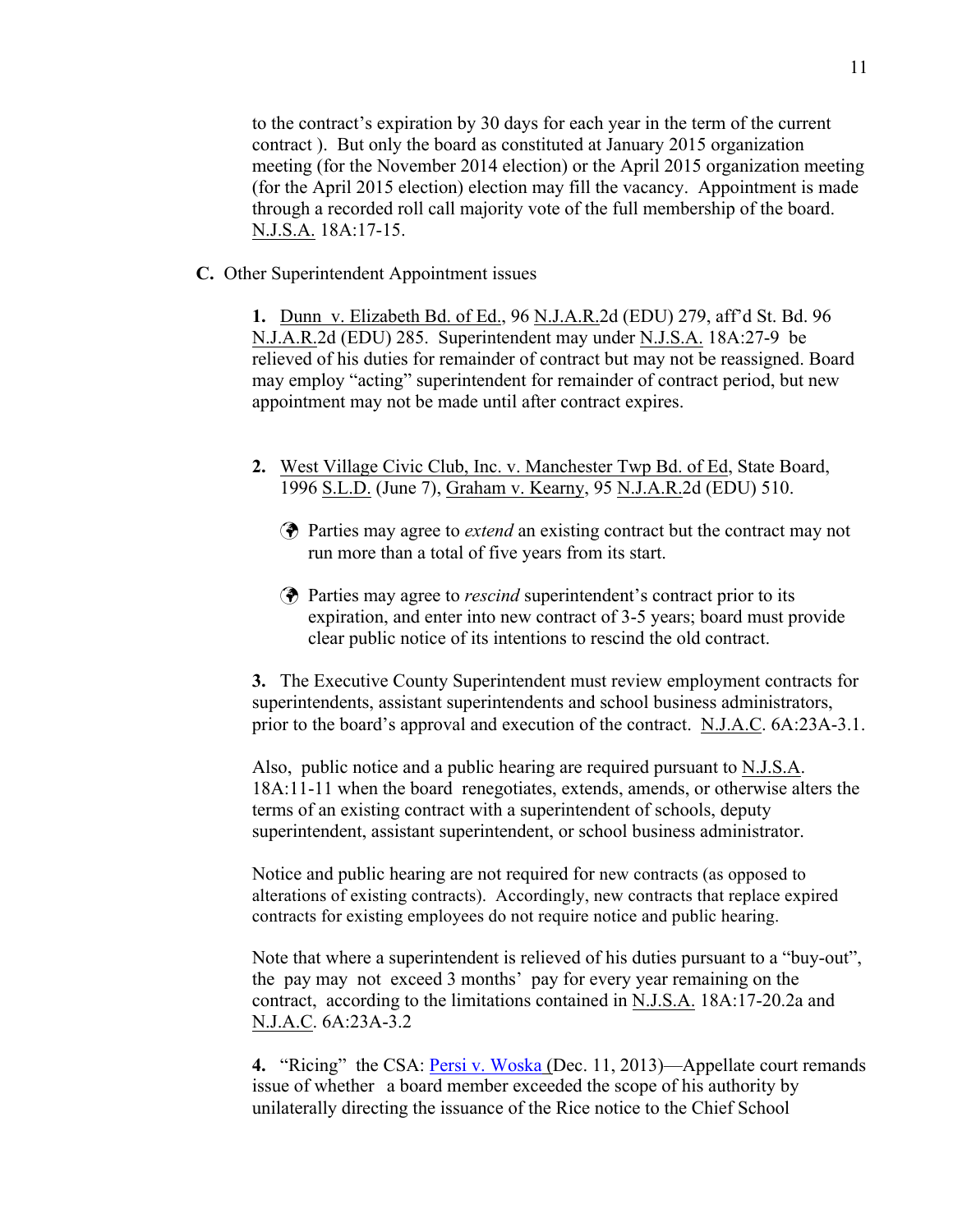to the contract's expiration by 30 days for each year in the term of the current contract ). But only the board as constituted at January 2015 organization meeting (for the November 2014 election) or the April 2015 organization meeting (for the April 2015 election) election may fill the vacancy. Appointment is made through a recorded roll call majority vote of the full membership of the board. N.J.S.A. 18A:17-15.

**C.** Other Superintendent Appointment issues

**1.** Dunn v. Elizabeth Bd. of Ed., 96 N.J.A.R.2d (EDU) 279, aff'd St. Bd. 96 N.J.A.R.2d (EDU) 285. Superintendent may under N.J.S.A. 18A:27-9 be relieved of his duties for remainder of contract but may not be reassigned. Board may employ "acting" superintendent for remainder of contract period, but new appointment may not be made until after contract expires.

**2.** West Village Civic Club, Inc. v. Manchester Twp Bd. of Ed, State Board, 1996 S.L.D. (June 7), Graham v. Kearny, 95 N.J.A.R.2d (EDU) 510.

- Parties may agree to *extend* an existing contract but the contract may not run more than a total of five years from its start.
- Parties may agree to *rescind* superintendent's contract prior to its expiration, and enter into new contract of 3-5 years; board must provide clear public notice of its intentions to rescind the old contract.

**3.** The Executive County Superintendent must review employment contracts for superintendents, assistant superintendents and school business administrators, prior to the board's approval and execution of the contract. N.J.A.C. 6A:23A-3.1.

Also, public notice and a public hearing are required pursuant to N.J.S.A. 18A:11-11 when the board renegotiates, extends, amends, or otherwise alters the terms of an existing contract with a superintendent of schools, deputy superintendent, assistant superintendent, or school business administrator.

Notice and public hearing are not required for new contracts (as opposed to alterations of existing contracts). Accordingly, new contracts that replace expired contracts for existing employees do not require notice and public hearing.

Note that where a superintendent is relieved of his duties pursuant to a "buy-out", the pay may not exceed 3 months' pay for every year remaining on the contract, according to the limitations contained in N.J.S.A. 18A:17-20.2a and N.J.A.C. 6A:23A-3.2

**4.** "Ricing" the CSA: Persi v. Woska (Dec. 11, 2013)—Appellate court remands issue of whether a board member exceeded the scope of his authority by unilaterally directing the issuance of the Rice notice to the Chief School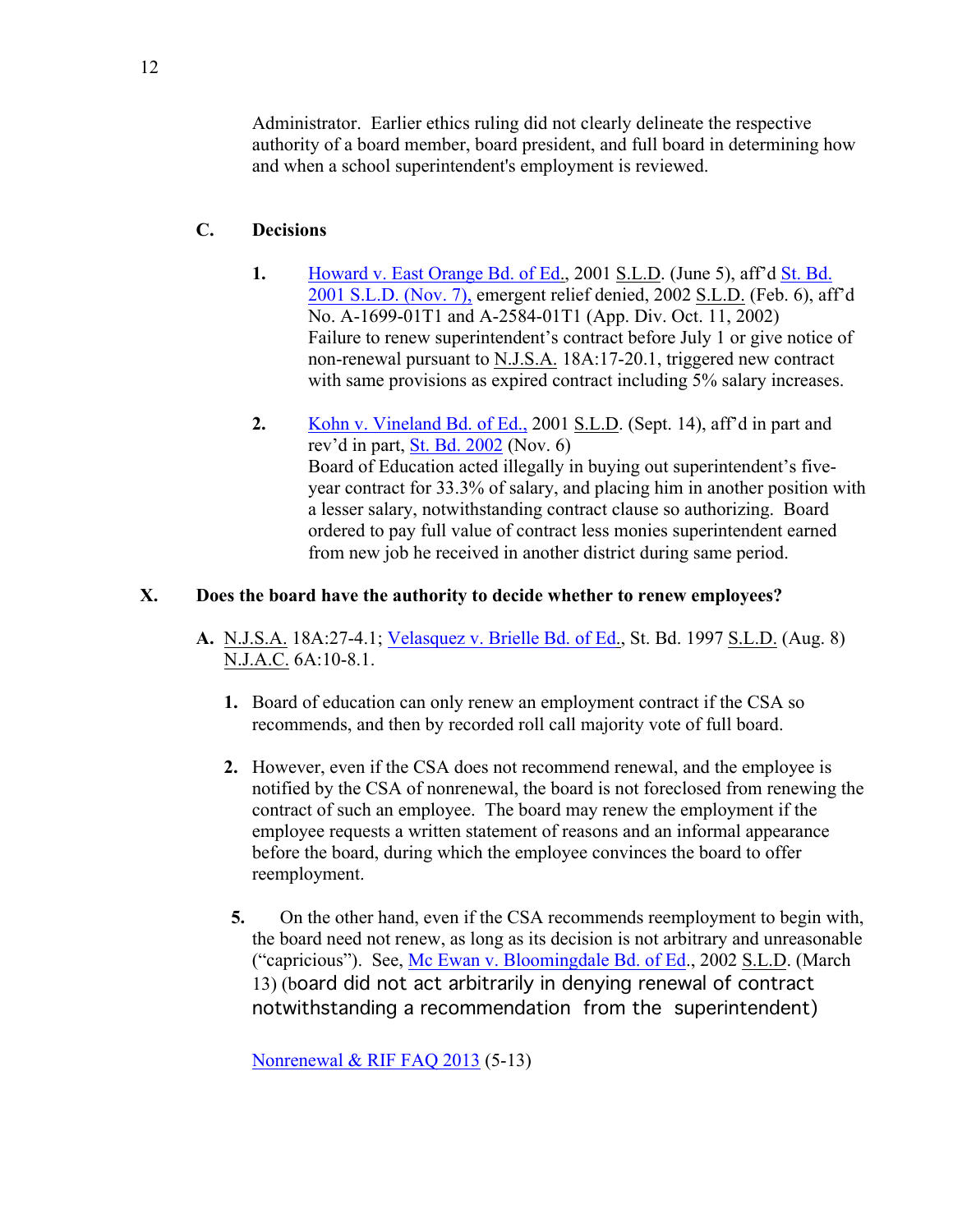Administrator. Earlier ethics ruling did not clearly delineate the respective authority of a board member, board president, and full board in determining how and when a school superintendent's employment is reviewed.

### C. Decisions

1. Howard v. East Orange Bd. of Ed., 2001 S.L.D. (June 5), aff'd St. Bd. 2001 S.L.D. (Nov. 7), emergent relief denied, 2002 S.L.D. (Feb. 6), aff'd No. A-1699-01T1 and A-2584-01T1 (App. Div. Oct. 11, 2002)
   Failure to renew superintendent's contract before July 1 or give notice of non-renewal pursuant to N.J.S.A. 18A:17-20.1, triggered new contract with same provisions as expired contract including 5% salary increases.

2. Kohn v. Vineland Bd. of Ed., 2001 S.L.D. (Sept. 14), aff'd in part and rev'd in part, St. Bd. 2002 (Nov. 6)
   Board of Education acted illegally in buying out superintendent's five-year contract for 33.3% of salary, and placing him in another position with a lesser salary, notwithstanding contract clause so authorizing. Board ordered to pay full value of contract less monies superintendent earned from new job he received in another district during same period.

## X. Does the board have the authority to decide whether to renew employees?

A. N.J.S.A. 18A:27-4.1; Velasquez v. Brielle Bd. of Ed., St. Bd. 1997 S.L.D. (Aug. 8) N.J.A.C. 6A:10-8.1.

1. Board of education can only renew an employment contract if the CSA so recommends, and then by recorded roll call majority vote of full board.

2. However, even if the CSA does not recommend renewal, and the employee is notified by the CSA of nonrenewal, the board is not foreclosed from renewing the contract of such an employee. The board may renew the employment if the employee requests a written statement of reasons and an informal appearance before the board, during which the employee convinces the board to offer reemployment.

5. On the other hand, even if the CSA recommends reemployment to begin with, the board need not renew, as long as its decision is not arbitrary and unreasonable ("capricious"). See, Mc Ewan v. Bloomingdale Bd. of Ed., 2002 S.L.D. (March 13) (board did not act arbitrarily in denying renewal of contract notwithstanding a recommendation from the superintendent)

Nonrenewal & RIF FAQ 2013 (5-13)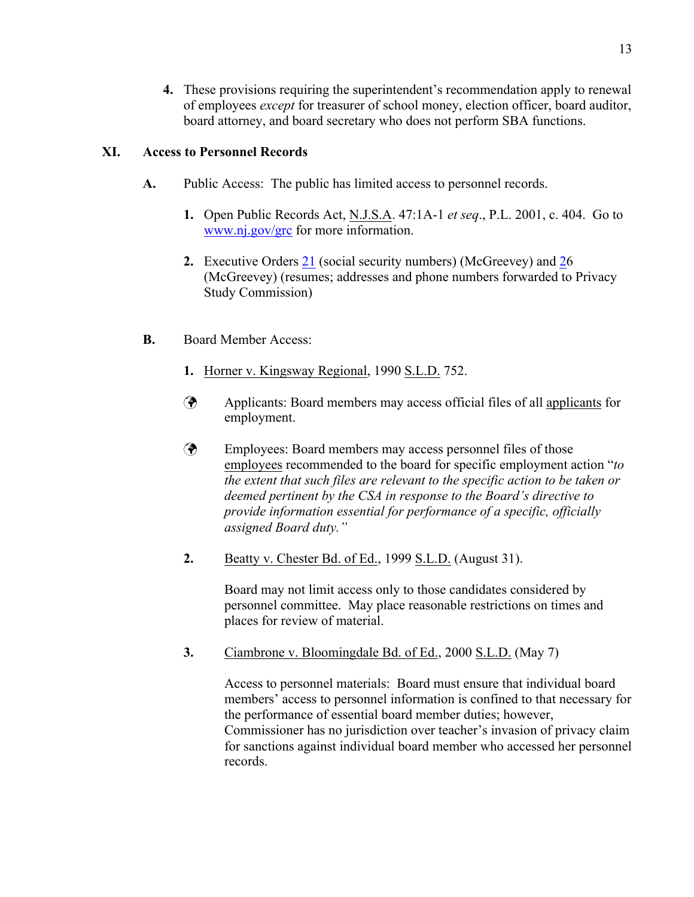4. These provisions requiring the superintendent's recommendation apply to renewal of employees *except* for treasurer of school money, election officer, board auditor, board attorney, and board secretary who does not perform SBA functions.

## XI. Access to Personnel Records

**A.** Public Access: The public has limited access to personnel records.

1. Open Public Records Act, N.J.S.A. 47:1A-1 *et seq*., P.L. 2001, c. 404. Go to www.nj.gov/grc for more information.

2. Executive Orders 21 (social security numbers) (McGreevey) and 26 (McGreevey) (resumes; addresses and phone numbers forwarded to Privacy Study Commission)

**B.** Board Member Access:

1. Horner v. Kingsway Regional, 1990 S.L.D. 752.

   - Applicants: Board members may access official files of all applicants for employment.
   - Employees: Board members may access personnel files of those employees recommended to the board for specific employment action "*to the extent that such files are relevant to the specific action to be taken or deemed pertinent by the CSA in response to the Board's directive to provide information essential for performance of a specific, officially assigned Board duty.*"

2. Beatty v. Chester Bd. of Ed., 1999 S.L.D. (August 31).

   Board may not limit access only to those candidates considered by personnel committee. May place reasonable restrictions on times and places for review of material.

3. Ciambrone v. Bloomingdale Bd. of Ed., 2000 S.L.D. (May 7)

   Access to personnel materials: Board must ensure that individual board members' access to personnel information is confined to that necessary for the performance of essential board member duties; however, Commissioner has no jurisdiction over teacher's invasion of privacy claim for sanctions against individual board member who accessed her personnel records.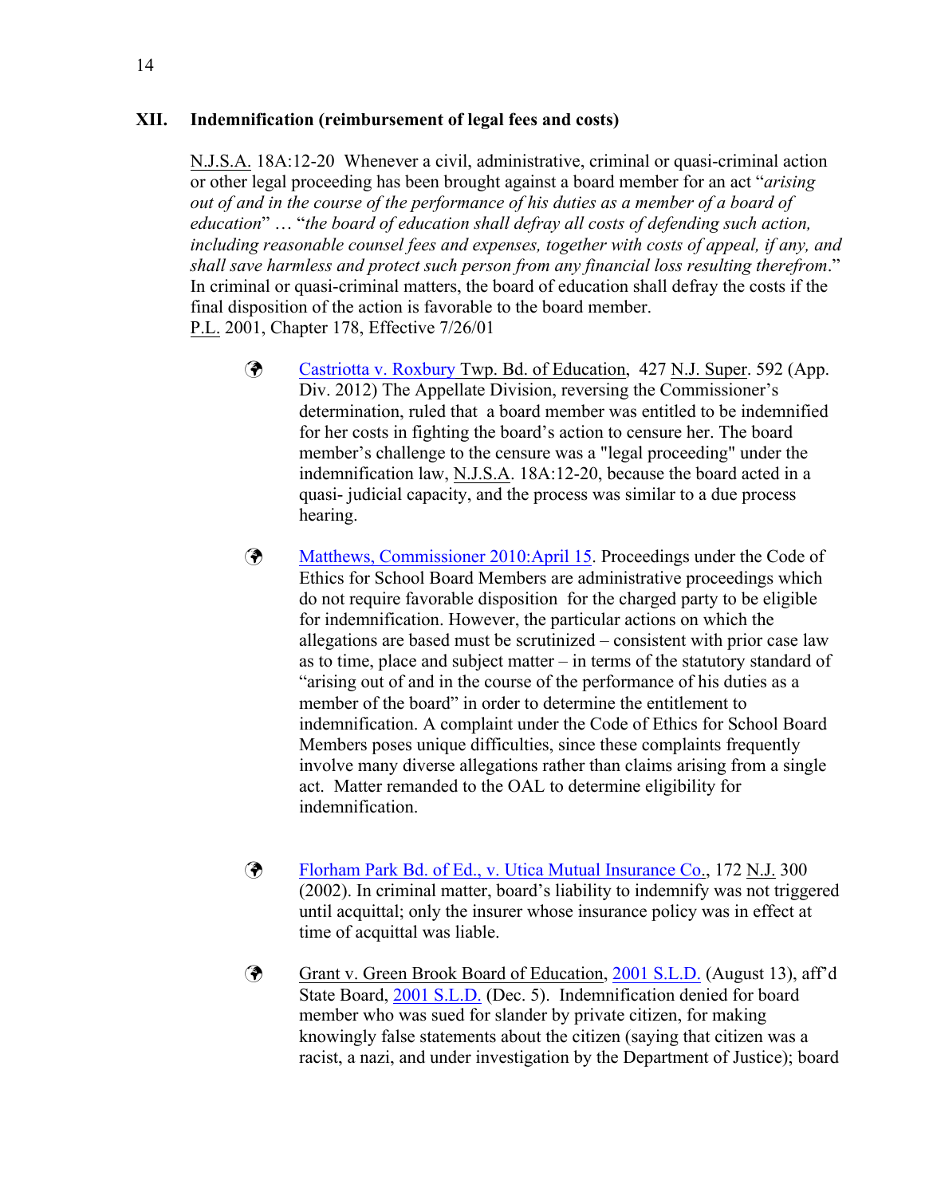## XII. Indemnification (reimbursement of legal fees and costs)

N.J.S.A. 18A:12-20 Whenever a civil, administrative, criminal or quasi-criminal action or other legal proceeding has been brought against a board member for an act "*arising out of and in the course of the performance of his duties as a member of a board of education*" … "*the board of education shall defray all costs of defending such action, including reasonable counsel fees and expenses, together with costs of appeal, if any, and shall save harmless and protect such person from any financial loss resulting therefrom*." In criminal or quasi-criminal matters, the board of education shall defray the costs if the final disposition of the action is favorable to the board member.
P.L. 2001, Chapter 178, Effective 7/26/01

- Castriotta v. Roxbury Twp. Bd. of Education, 427 N.J. Super. 592 (App. Div. 2012) The Appellate Division, reversing the Commissioner's determination, ruled that a board member was entitled to be indemnified for her costs in fighting the board's action to censure her. The board member's challenge to the censure was a "legal proceeding" under the indemnification law, N.J.S.A. 18A:12-20, because the board acted in a quasi- judicial capacity, and the process was similar to a due process hearing.

- Matthews, Commissioner 2010:April 15. Proceedings under the Code of Ethics for School Board Members are administrative proceedings which do not require favorable disposition for the charged party to be eligible for indemnification. However, the particular actions on which the allegations are based must be scrutinized – consistent with prior case law as to time, place and subject matter – in terms of the statutory standard of "arising out of and in the course of the performance of his duties as a member of the board" in order to determine the entitlement to indemnification. A complaint under the Code of Ethics for School Board Members poses unique difficulties, since these complaints frequently involve many diverse allegations rather than claims arising from a single act. Matter remanded to the OAL to determine eligibility for indemnification.

- Florham Park Bd. of Ed., v. Utica Mutual Insurance Co., 172 N.J. 300 (2002). In criminal matter, board's liability to indemnify was not triggered until acquittal; only the insurer whose insurance policy was in effect at time of acquittal was liable.

- Grant v. Green Brook Board of Education, 2001 S.L.D. (August 13), aff'd State Board, 2001 S.L.D. (Dec. 5). Indemnification denied for board member who was sued for slander by private citizen, for making knowingly false statements about the citizen (saying that citizen was a racist, a nazi, and under investigation by the Department of Justice); board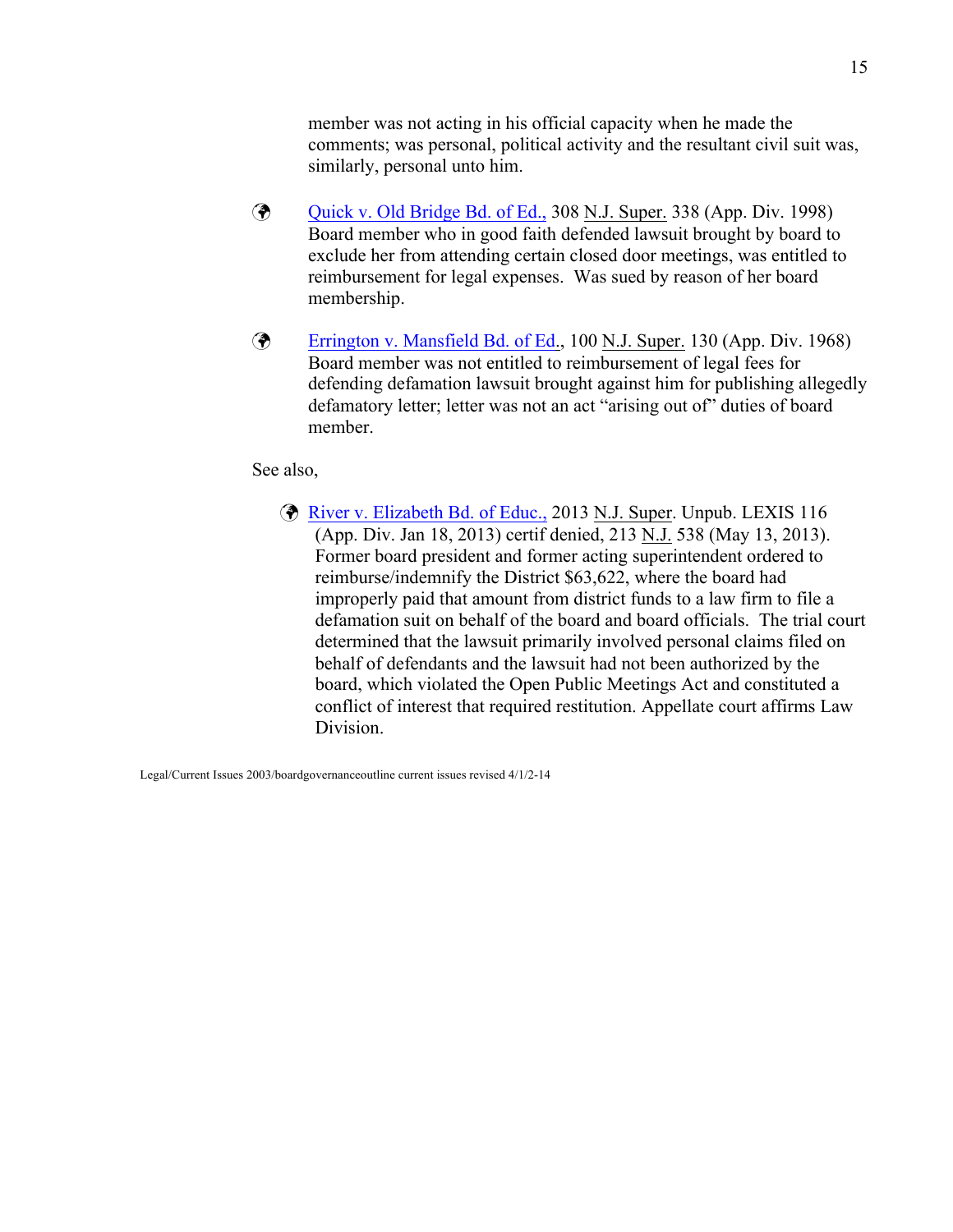member was not acting in his official capacity when he made the comments; was personal, political activity and the resultant civil suit was, similarly, personal unto him.

- Quick v. Old Bridge Bd. of Ed., 308 N.J. Super. 338 (App. Div. 1998) Board member who in good faith defended lawsuit brought by board to exclude her from attending certain closed door meetings, was entitled to reimbursement for legal expenses. Was sued by reason of her board membership.

- Errington v. Mansfield Bd. of Ed., 100 N.J. Super. 130 (App. Div. 1968) Board member was not entitled to reimbursement of legal fees for defending defamation lawsuit brought against him for publishing allegedly defamatory letter; letter was not an act "arising out of" duties of board member.

See also,

- River v. Elizabeth Bd. of Educ., 2013 N.J. Super. Unpub. LEXIS 116 (App. Div. Jan 18, 2013) certif denied, 213 N.J. 538 (May 13, 2013). Former board president and former acting superintendent ordered to reimburse/indemnify the District $63,622, where the board had improperly paid that amount from district funds to a law firm to file a defamation suit on behalf of the board and board officials. The trial court determined that the lawsuit primarily involved personal claims filed on behalf of defendants and the lawsuit had not been authorized by the board, which violated the Open Public Meetings Act and constituted a conflict of interest that required restitution. Appellate court affirms Law Division.

Legal/Current Issues 2003/boardgovernanceoutline current issues revised 4/1/2-14